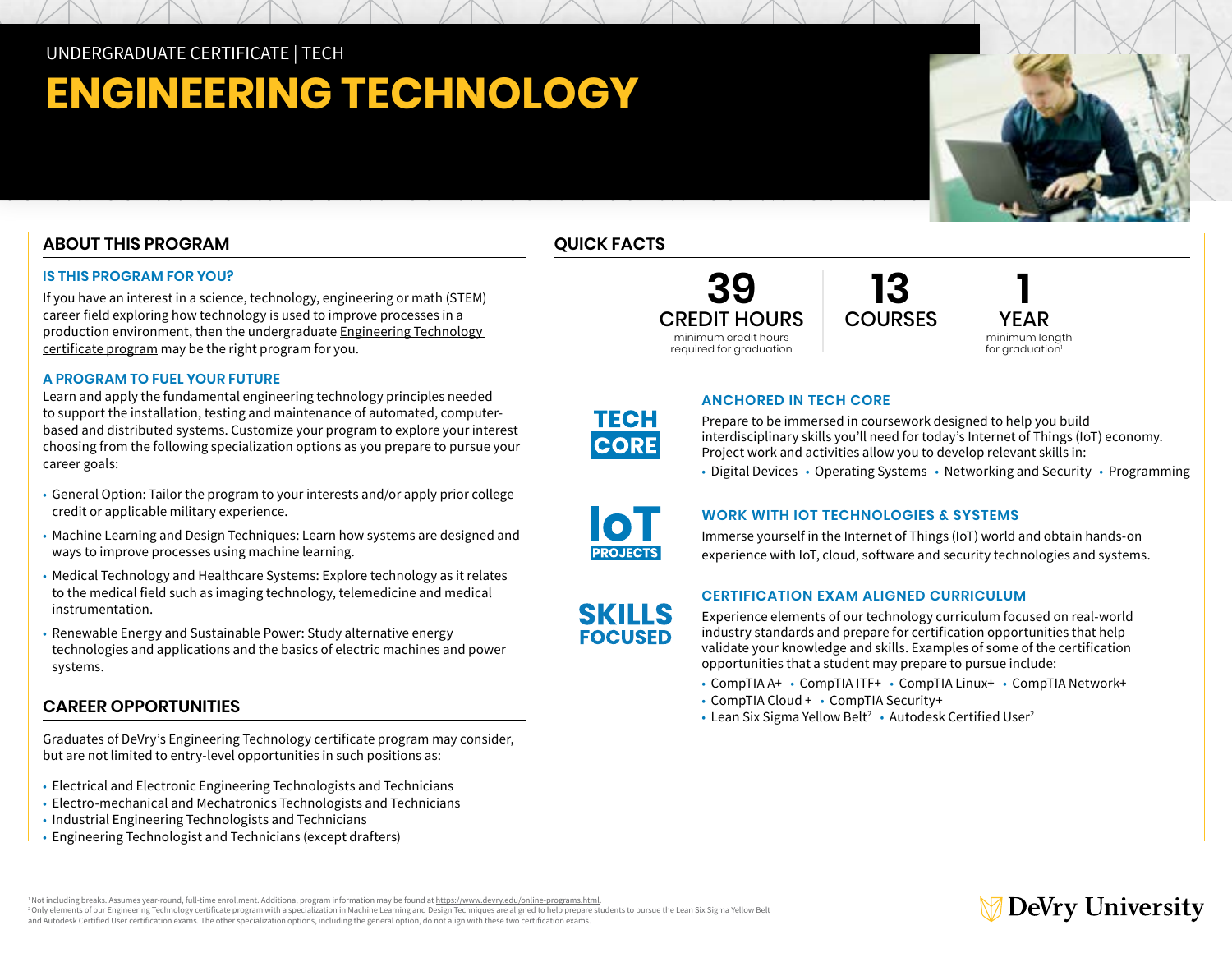UNDERGRADUATE CERTIFICATE | TECH

# ENGINEERING TECHNOLOGY

## ABOUT THIS PROGRAM

### IS THIS PROGRAM FOR YOU?

If you have an interest in a science, technology, engineering or math (STEM) career field exploring how technology is used to improve processes in a production environment, then the undergraduate Engineering Technology certificate program may be the right program for you.

### A PROGRAM TO FUEL YOUR FUTURE

Learn and apply the fundamental engineering technology principles needed to support the installation, testing and maintenance of automated, computer-based and distributed systems. Customize your program to explore your interest choosing from the following specialization options as you prepare to pursue your career goals:

- General Option: Tailor the program to your interests and/or apply prior college credit or applicable military experience.
- Machine Learning and Design Techniques: Learn how systems are designed and ways to improve processes using machine learning.
- Medical Technology and Healthcare Systems: Explore technology as it relates to the medical field such as imaging technology, telemedicine and medical instrumentation.
- Renewable Energy and Sustainable Power: Study alternative energy technologies and applications and the basics of electric machines and power systems.

## CAREER OPPORTUNITIES

Graduates of DeVry's Engineering Technology certificate program may consider, but are not limited to entry-level opportunities in such positions as:

- Electrical and Electronic Engineering Technologists and Technicians
- Electro-mechanical and Mechatronics Technologists and Technicians
- Industrial Engineering Technologists and Technicians
- Engineering Technologist and Technicians (except drafters)

## QUICK FACTS

**39** CREDIT HOURS — minimum credit hours required for graduation

**13** COURSES

**1** YEAR — minimum length for graduation[1]

**TECH CORE**

### ANCHORED IN TECH CORE

Prepare to be immersed in coursework designed to help you build interdisciplinary skills you'll need for today's Internet of Things (IoT) economy. Project work and activities allow you to develop relevant skills in:

- Digital Devices
- Operating Systems
- Networking and Security
- Programming

**IoT PROJECTS**

### WORK WITH IOT TECHNOLOGIES & SYSTEMS

Immerse yourself in the Internet of Things (IoT) world and obtain hands-on experience with IoT, cloud, software and security technologies and systems.

**SKILLS FOCUSED**

### CERTIFICATION EXAM ALIGNED CURRICULUM

Experience elements of our technology curriculum focused on real-world industry standards and prepare for certification opportunities that help validate your knowledge and skills. Examples of some of the certification opportunities that a student may prepare to pursue include:

- CompTIA A+
- CompTIA ITF+
- CompTIA Linux+
- CompTIA Network+
- CompTIA Cloud +
- CompTIA Security+
- Lean Six Sigma Yellow Belt[2]
- Autodesk Certified User[2]

[1] Not including breaks. Assumes year-round, full-time enrollment. Additional program information may be found at https://www.devry.edu/online-programs.html.

[2] Only elements of our Engineering Technology certificate program with a specialization in Machine Learning and Design Techniques are aligned to help prepare students to pursue the Lean Six Sigma Yellow Belt and Autodesk Certified User certification exams. The other specialization options, including the general option, do not align with these two certification exams.

DeVry University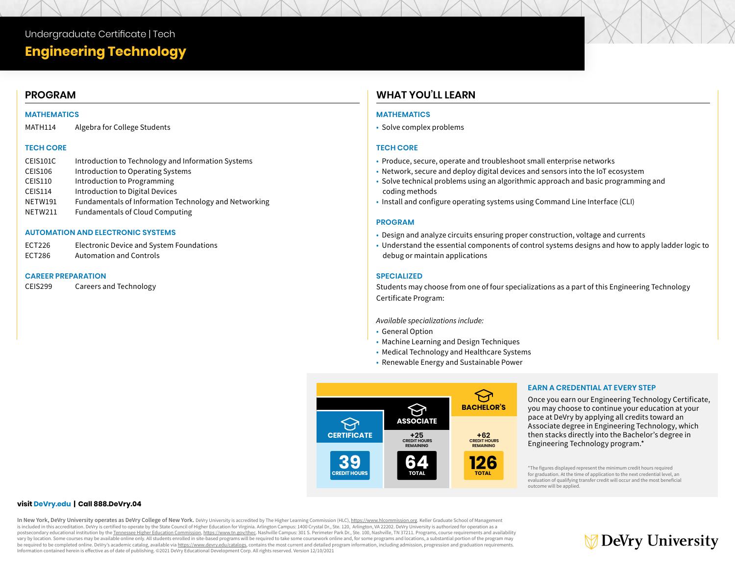Undergraduate Certificate | Tech

# Engineering Technology

## PROGRAM

### MATHEMATICS

| | |
|---|---|
| MATH114 | Algebra for College Students |

### TECH CORE

| | |
|---|---|
| CEIS101C | Introduction to Technology and Information Systems |
| CEIS106 | Introduction to Operating Systems |
| CEIS110 | Introduction to Programming |
| CEIS114 | Introduction to Digital Devices |
| NETW191 | Fundamentals of Information Technology and Networking |
| NETW211 | Fundamentals of Cloud Computing |

### AUTOMATION AND ELECTRONIC SYSTEMS

| | |
|---|---|
| ECT226 | Electronic Device and System Foundations |
| ECT286 | Automation and Controls |

### CAREER PREPARATION

| | |
|---|---|
| CEIS299 | Careers and Technology |

## WHAT YOU'LL LEARN

### MATHEMATICS

- Solve complex problems

### TECH CORE

- Produce, secure, operate and troubleshoot small enterprise networks
- Network, secure and deploy digital devices and sensors into the IoT ecosystem
- Solve technical problems using an algorithmic approach and basic programming and coding methods
- Install and configure operating systems using Command Line Interface (CLI)

### PROGRAM

- Design and analyze circuits ensuring proper construction, voltage and currents
- Understand the essential components of control systems designs and how to apply ladder logic to debug or maintain applications

### SPECIALIZED

Students may choose from one of four specializations as a part of this Engineering Technology Certificate Program:

*Available specializations include:*

- General Option
- Machine Learning and Design Techniques
- Medical Technology and Healthcare Systems
- Renewable Energy and Sustainable Power

CERTIFICATE
39
CREDIT HOURS

ASSOCIATE
+25
CREDIT HOURS REMAINING
64
TOTAL

BACHELOR'S
+62
CREDIT HOURS REMAINING
126
TOTAL

### EARN A CREDENTIAL AT EVERY STEP

Once you earn our Engineering Technology Certificate, you may choose to continue your education at your pace at DeVry by applying all credits toward an Associate degree in Engineering Technology, which then stacks directly into the Bachelor's degree in Engineering Technology program.*

*The figures displayed represent the minimum credit hours required for graduation. At the time of application to the next credential level, an evaluation of qualifying transfer credit will occur and the most beneficial outcome will be applied.

**visit DeVry.edu | Call 888.DeVry.04**

**In New York, DeVry University operates as DeVry College of New York.** DeVry University is accredited by The Higher Learning Commission (HLC), https://www.hlcommission.org. Keller Graduate School of Management is included in this accreditation. DeVry is certified to operate by the State Council of Higher Education for Virginia. Arlington Campus: 1400 Crystal Dr., Ste. 120, Arlington, VA 22202. DeVry University is authorized for operation as a postsecondary educational institution by the Tennessee Higher Education Commission, https://www.tn.gov/thec. Nashville Campus: 301 S. Perimeter Park Dr., Ste. 100, Nashville, TN 37211. Programs, course requirements and availability vary by location. Some courses may be available online only. All students enrolled in site-based programs will be required to take some coursework online and, for some programs and locations, a substantial portion of the program may be required to be completed online. DeVry's academic catalog, available via https://www.devry.edu/catalogs, contains the most current and detailed program information, including admission, progression and graduation requirements. Information contained herein is effective as of date of publishing. ©2021 DeVry Educational Development Corp. All rights reserved. Version 12/10/2021

DeVry University